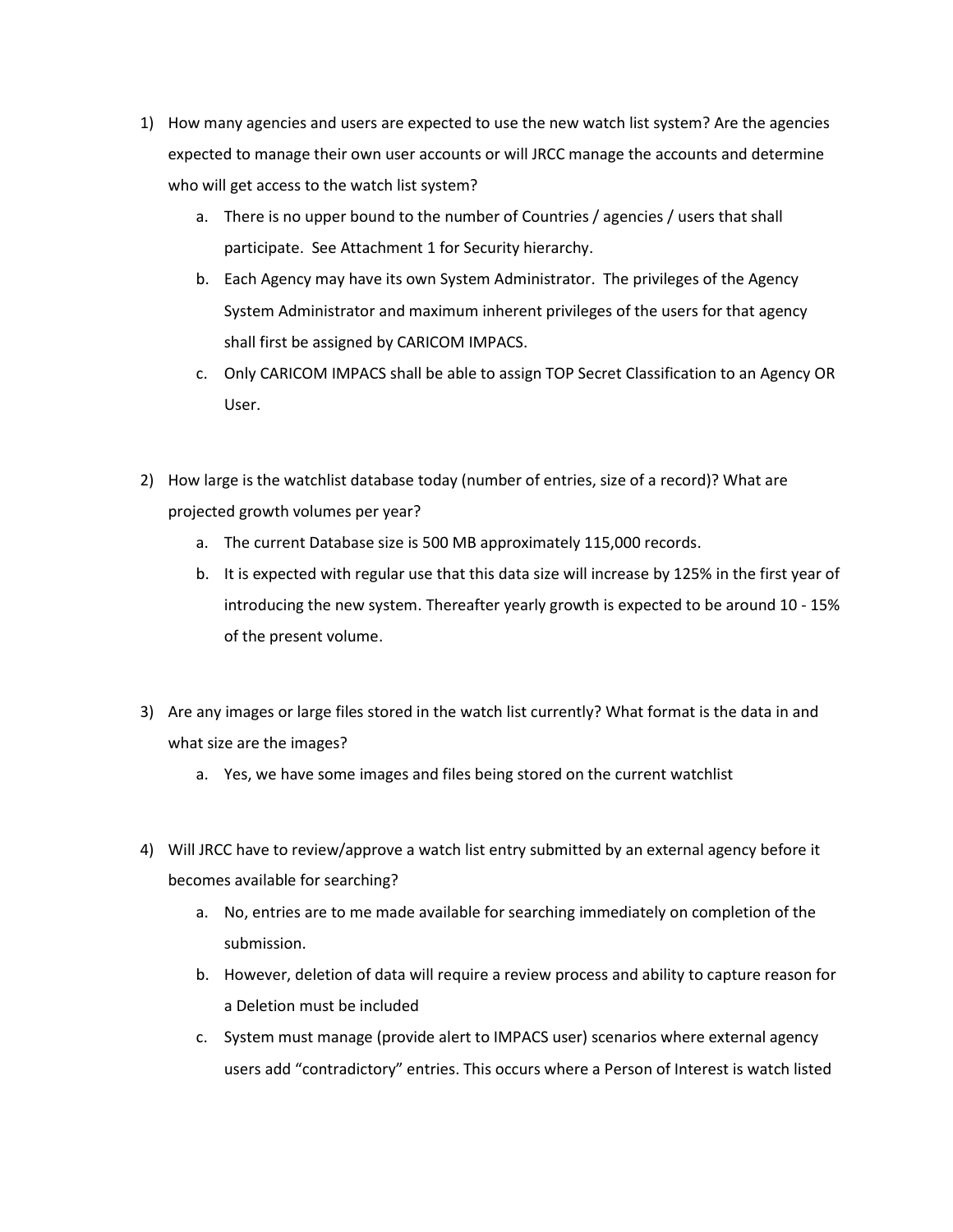1) How many agencies and users are expected to use the new watch list system? Are the agencies expected to manage their own user accounts or will JRCC manage the accounts and determine who will get access to the watch list system?

   a. There is no upper bound to the number of Countries / agencies / users that shall participate. See Attachment 1 for Security hierarchy.

   b. Each Agency may have its own System Administrator. The privileges of the Agency System Administrator and maximum inherent privileges of the users for that agency shall first be assigned by CARICOM IMPACS.

   c. Only CARICOM IMPACS shall be able to assign TOP Secret Classification to an Agency OR User.

2) How large is the watchlist database today (number of entries, size of a record)? What are projected growth volumes per year?

   a. The current Database size is 500 MB approximately 115,000 records.

   b. It is expected with regular use that this data size will increase by 125% in the first year of introducing the new system. Thereafter yearly growth is expected to be around 10 - 15% of the present volume.

3) Are any images or large files stored in the watch list currently? What format is the data in and what size are the images?

   a. Yes, we have some images and files being stored on the current watchlist

4) Will JRCC have to review/approve a watch list entry submitted by an external agency before it becomes available for searching?

   a. No, entries are to me made available for searching immediately on completion of the submission.

   b. However, deletion of data will require a review process and ability to capture reason for a Deletion must be included

   c. System must manage (provide alert to IMPACS user) scenarios where external agency users add "contradictory" entries. This occurs where a Person of Interest is watch listed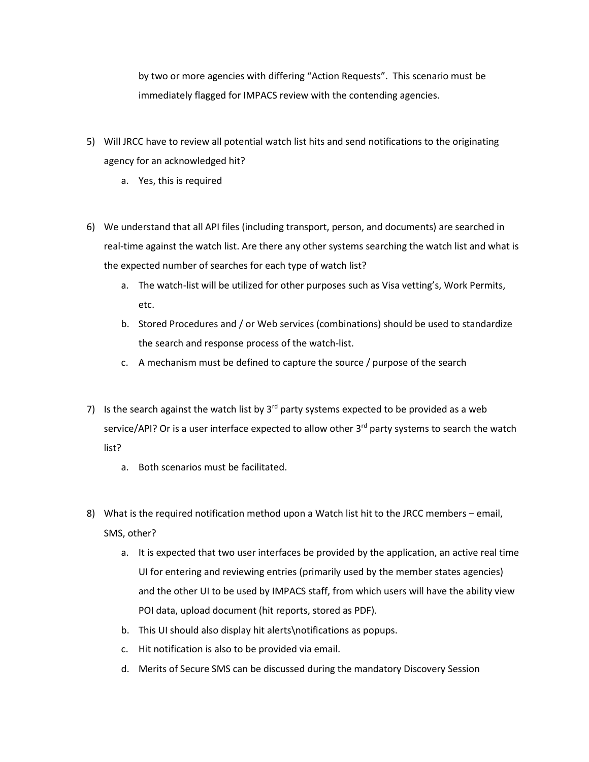by two or more agencies with differing "Action Requests". This scenario must be immediately flagged for IMPACS review with the contending agencies.

5) Will JRCC have to review all potential watch list hits and send notifications to the originating agency for an acknowledged hit?
    a. Yes, this is required

6) We understand that all API files (including transport, person, and documents) are searched in real-time against the watch list. Are there any other systems searching the watch list and what is the expected number of searches for each type of watch list?
    a. The watch-list will be utilized for other purposes such as Visa vetting's, Work Permits, etc.
    b. Stored Procedures and / or Web services (combinations) should be used to standardize the search and response process of the watch-list.
    c. A mechanism must be defined to capture the source / purpose of the search

7) Is the search against the watch list by 3rd party systems expected to be provided as a web service/API? Or is a user interface expected to allow other 3rd party systems to search the watch list?
    a. Both scenarios must be facilitated.

8) What is the required notification method upon a Watch list hit to the JRCC members – email, SMS, other?
    a. It is expected that two user interfaces be provided by the application, an active real time UI for entering and reviewing entries (primarily used by the member states agencies) and the other UI to be used by IMPACS staff, from which users will have the ability view POI data, upload document (hit reports, stored as PDF).
    b. This UI should also display hit alerts\notifications as popups.
    c. Hit notification is also to be provided via email.
    d. Merits of Secure SMS can be discussed during the mandatory Discovery Session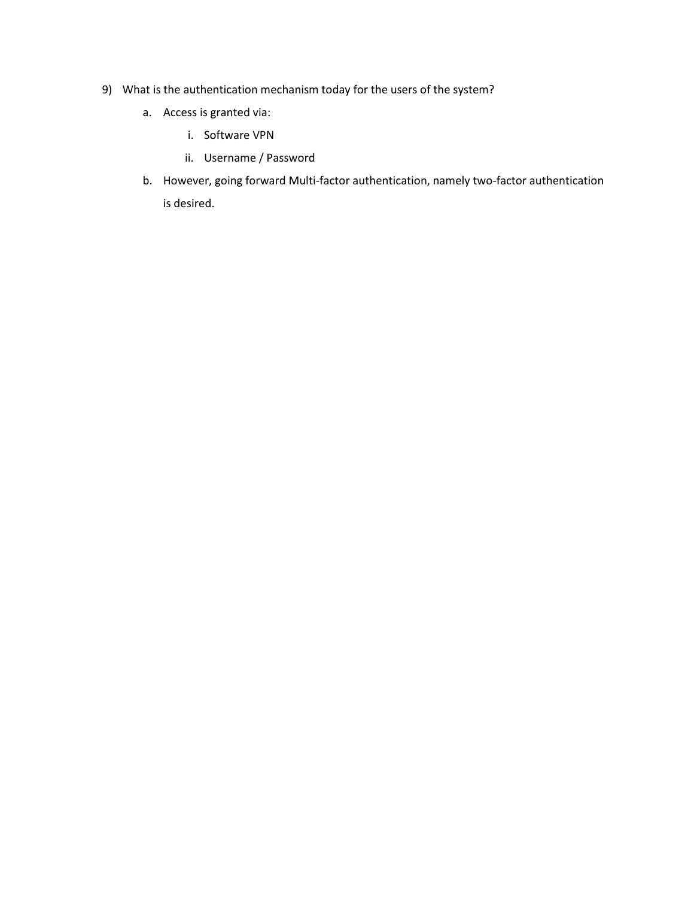9) What is the authentication mechanism today for the users of the system?
   a. Access is granted via:
      i. Software VPN
      ii. Username / Password
   b. However, going forward Multi-factor authentication, namely two-factor authentication is desired.